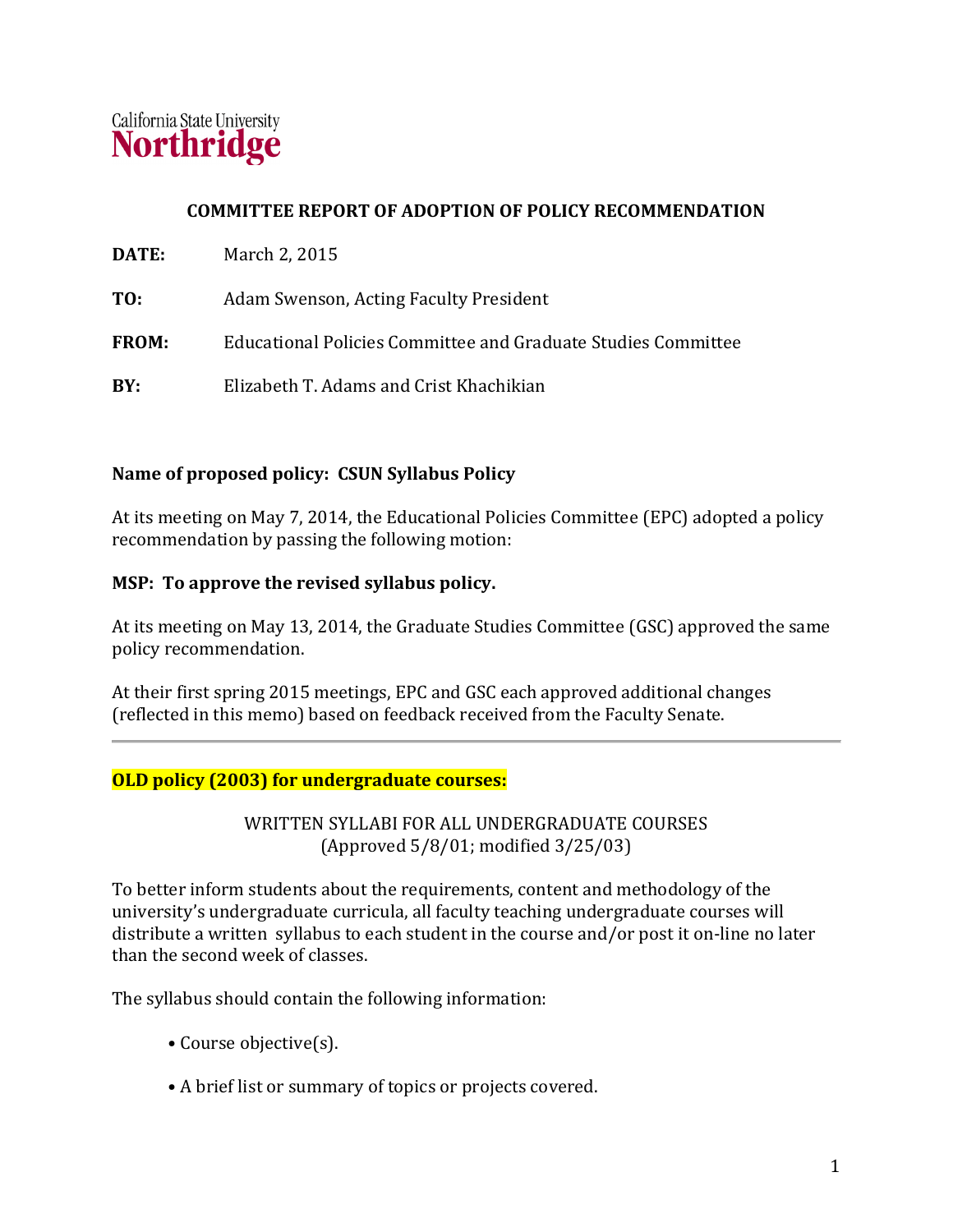California State University
**Northridge**

## COMMITTEE REPORT OF ADOPTION OF POLICY RECOMMENDATION

**DATE:** March 2, 2015

**TO:** Adam Swenson, Acting Faculty President

**FROM:** Educational Policies Committee and Graduate Studies Committee

**BY:** Elizabeth T. Adams and Crist Khachikian

**Name of proposed policy: CSUN Syllabus Policy**

At its meeting on May 7, 2014, the Educational Policies Committee (EPC) adopted a policy recommendation by passing the following motion:

**MSP: To approve the revised syllabus policy.**

At its meeting on May 13, 2014, the Graduate Studies Committee (GSC) approved the same policy recommendation.

At their first spring 2015 meetings, EPC and GSC each approved additional changes (reflected in this memo) based on feedback received from the Faculty Senate.

---

**OLD policy (2003) for undergraduate courses:**

WRITTEN SYLLABI FOR ALL UNDERGRADUATE COURSES
(Approved 5/8/01; modified 3/25/03)

To better inform students about the requirements, content and methodology of the university's undergraduate curricula, all faculty teaching undergraduate courses will distribute a written syllabus to each student in the course and/or post it on-line no later than the second week of classes.

The syllabus should contain the following information:

- Course objective(s).
- A brief list or summary of topics or projects covered.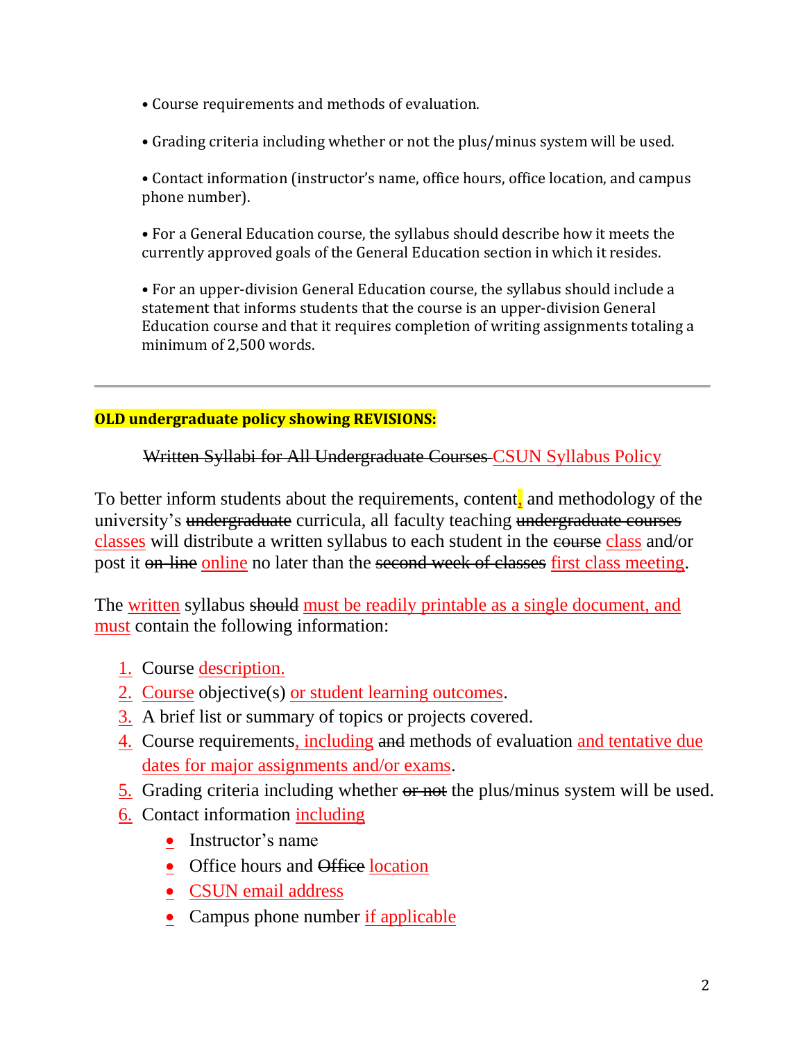- Course requirements and methods of evaluation.
- Grading criteria including whether or not the plus/minus system will be used.
- Contact information (instructor's name, office hours, office location, and campus phone number).
- For a General Education course, the syllabus should describe how it meets the currently approved goals of the General Education section in which it resides.
- For an upper-division General Education course, the syllabus should include a statement that informs students that the course is an upper-division General Education course and that it requires completion of writing assignments totaling a minimum of 2,500 words.

---

**OLD undergraduate policy showing REVISIONS:**

~~Written Syllabi for All Undergraduate Courses~~ CSUN Syllabus Policy

To better inform students about the requirements, content, and methodology of the university's ~~undergraduate~~ curricula, all faculty teaching ~~undergraduate courses~~ classes will distribute a written syllabus to each student in the ~~course~~ class and/or post it ~~on-line~~ online no later than the ~~second week of classes~~ first class meeting.

The written syllabus ~~should~~ must be readily printable as a single document, and must contain the following information:

1. Course description.
2. Course objective(s) or student learning outcomes.
3. A brief list or summary of topics or projects covered.
4. Course requirements, including ~~and~~ methods of evaluation and tentative due dates for major assignments and/or exams.
5. Grading criteria including whether ~~or not~~ the plus/minus system will be used.
6. Contact information including
   - Instructor's name
   - Office hours and ~~Office~~ location
   - CSUN email address
   - Campus phone number if applicable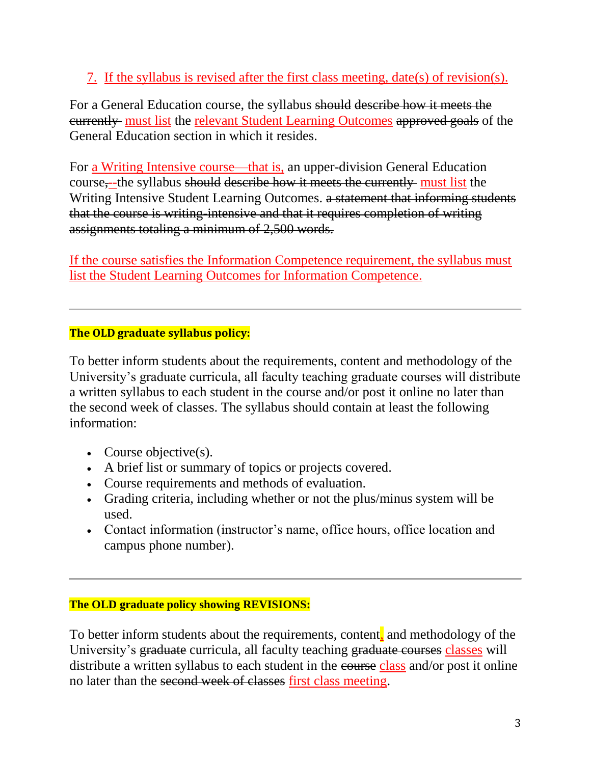7. If the syllabus is revised after the first class meeting, date(s) of revision(s).

For a General Education course, the syllabus ~~should~~ ~~describe how it meets the currently~~ must list the relevant Student Learning Outcomes ~~approved goals~~ of the General Education section in which it resides.

For a Writing Intensive course—that is, an upper-division General Education course~~,--~~the syllabus ~~should~~ ~~describe how it meets the currently~~ must list the Writing Intensive Student Learning Outcomes. ~~a statement that informing students that the course is writing-intensive and that it requires completion of writing assignments totaling a minimum of 2,500 words.~~

If the course satisfies the Information Competence requirement, the syllabus must list the Student Learning Outcomes for Information Competence.

---

**The OLD graduate syllabus policy:**

To better inform students about the requirements, content and methodology of the University's graduate curricula, all faculty teaching graduate courses will distribute a written syllabus to each student in the course and/or post it online no later than the second week of classes. The syllabus should contain at least the following information:

- Course objective(s).
- A brief list or summary of topics or projects covered.
- Course requirements and methods of evaluation.
- Grading criteria, including whether or not the plus/minus system will be used.
- Contact information (instructor's name, office hours, office location and campus phone number).

---

**The OLD graduate policy showing REVISIONS:**

To better inform students about the requirements, content, and methodology of the University's ~~graduate~~ curricula, all faculty teaching ~~graduate courses~~ classes will distribute a written syllabus to each student in the ~~course~~ class and/or post it online no later than the ~~second week of classes~~ first class meeting.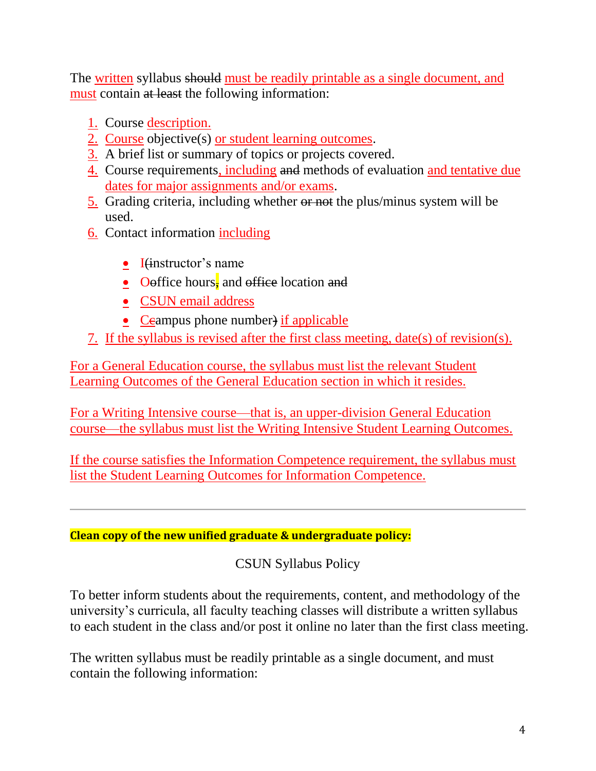The written syllabus ~~should~~ must be readily printable as a single document, and must contain ~~at least~~ the following information:

1. Course description.
2. Course objective(s) or student learning outcomes.
3. A brief list or summary of topics or projects covered.
4. Course requirements, including ~~and~~ methods of evaluation and tentative due dates for major assignments and/or exams.
5. Grading criteria, including whether ~~or not~~ the plus/minus system will be used.
6. Contact information including
    - I~~(i~~nstructor's name
    - O~~o~~ffice hours~~,~~ and ~~office~~ location ~~and~~
    - CSUN email address
    - C~~c~~ampus phone number~~)~~ if applicable
7. If the syllabus is revised after the first class meeting, date(s) of revision(s).

For a General Education course, the syllabus must list the relevant Student Learning Outcomes of the General Education section in which it resides.

For a Writing Intensive course—that is, an upper-division General Education course—the syllabus must list the Writing Intensive Student Learning Outcomes.

If the course satisfies the Information Competence requirement, the syllabus must list the Student Learning Outcomes for Information Competence.

---

**Clean copy of the new unified graduate & undergraduate policy:**

CSUN Syllabus Policy

To better inform students about the requirements, content, and methodology of the university's curricula, all faculty teaching classes will distribute a written syllabus to each student in the class and/or post it online no later than the first class meeting.

The written syllabus must be readily printable as a single document, and must contain the following information: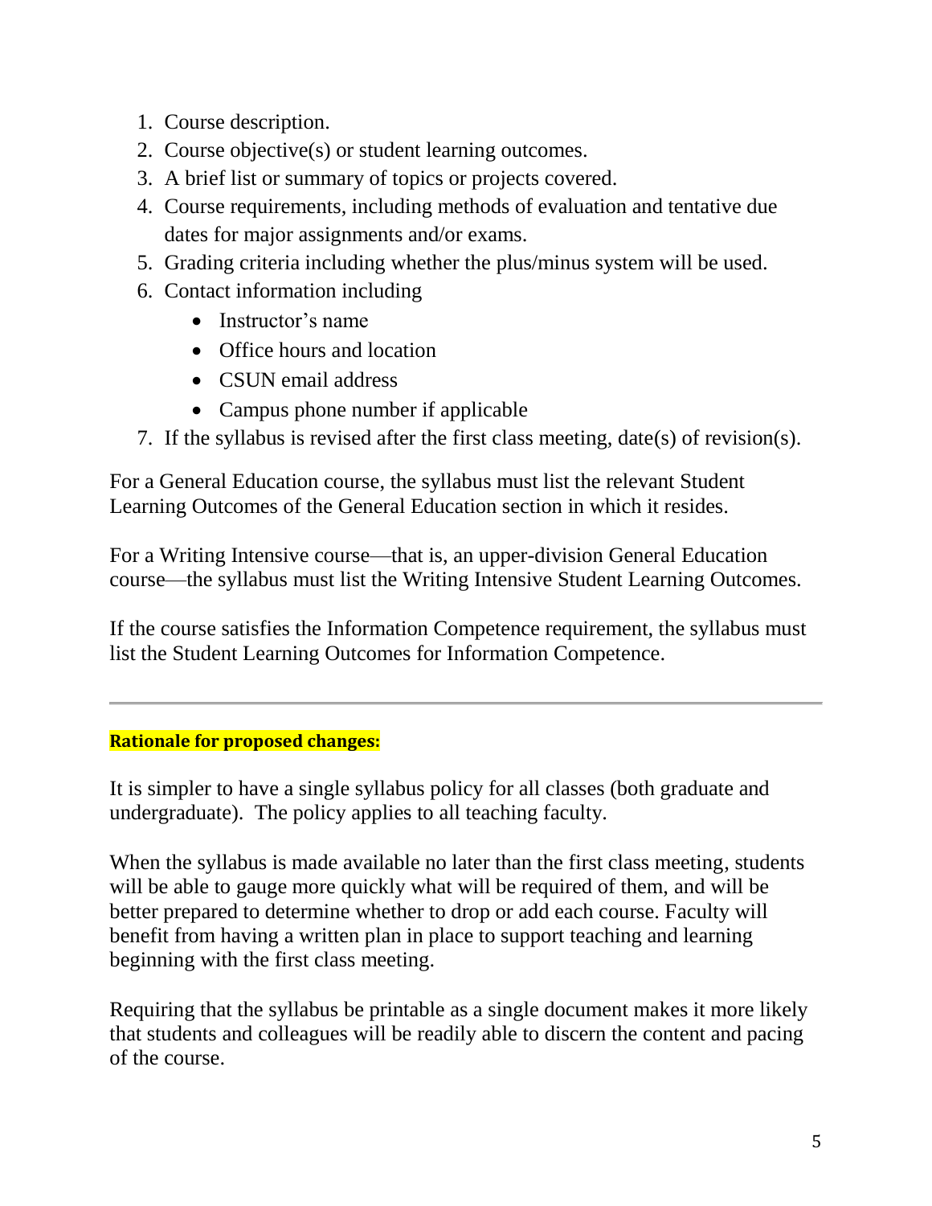1. Course description.
2. Course objective(s) or student learning outcomes.
3. A brief list or summary of topics or projects covered.
4. Course requirements, including methods of evaluation and tentative due dates for major assignments and/or exams.
5. Grading criteria including whether the plus/minus system will be used.
6. Contact information including
   - Instructor's name
   - Office hours and location
   - CSUN email address
   - Campus phone number if applicable
7. If the syllabus is revised after the first class meeting, date(s) of revision(s).

For a General Education course, the syllabus must list the relevant Student Learning Outcomes of the General Education section in which it resides.

For a Writing Intensive course—that is, an upper-division General Education course—the syllabus must list the Writing Intensive Student Learning Outcomes.

If the course satisfies the Information Competence requirement, the syllabus must list the Student Learning Outcomes for Information Competence.

---

**Rationale for proposed changes:**

It is simpler to have a single syllabus policy for all classes (both graduate and undergraduate). The policy applies to all teaching faculty.

When the syllabus is made available no later than the first class meeting, students will be able to gauge more quickly what will be required of them, and will be better prepared to determine whether to drop or add each course. Faculty will benefit from having a written plan in place to support teaching and learning beginning with the first class meeting.

Requiring that the syllabus be printable as a single document makes it more likely that students and colleagues will be readily able to discern the content and pacing of the course.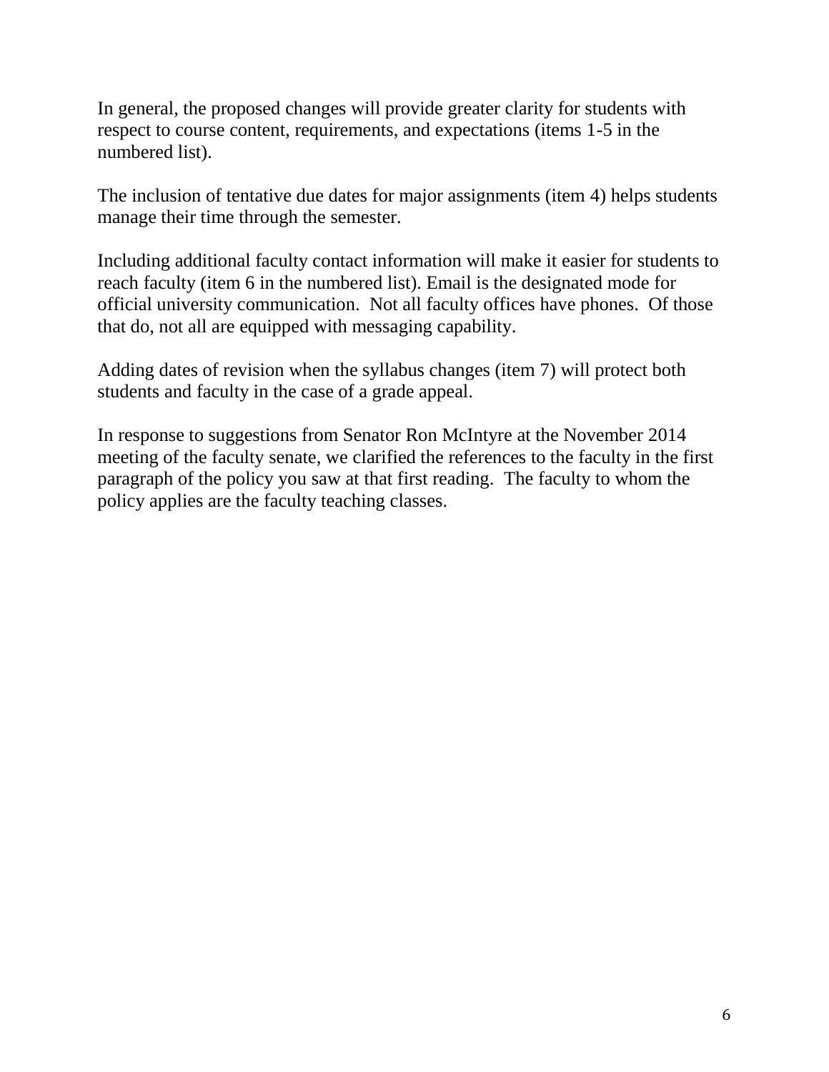In general, the proposed changes will provide greater clarity for students with respect to course content, requirements, and expectations (items 1-5 in the numbered list).

The inclusion of tentative due dates for major assignments (item 4) helps students manage their time through the semester.

Including additional faculty contact information will make it easier for students to reach faculty (item 6 in the numbered list). Email is the designated mode for official university communication. Not all faculty offices have phones. Of those that do, not all are equipped with messaging capability.

Adding dates of revision when the syllabus changes (item 7) will protect both students and faculty in the case of a grade appeal.

In response to suggestions from Senator Ron McIntyre at the November 2014 meeting of the faculty senate, we clarified the references to the faculty in the first paragraph of the policy you saw at that first reading. The faculty to whom the policy applies are the faculty teaching classes.